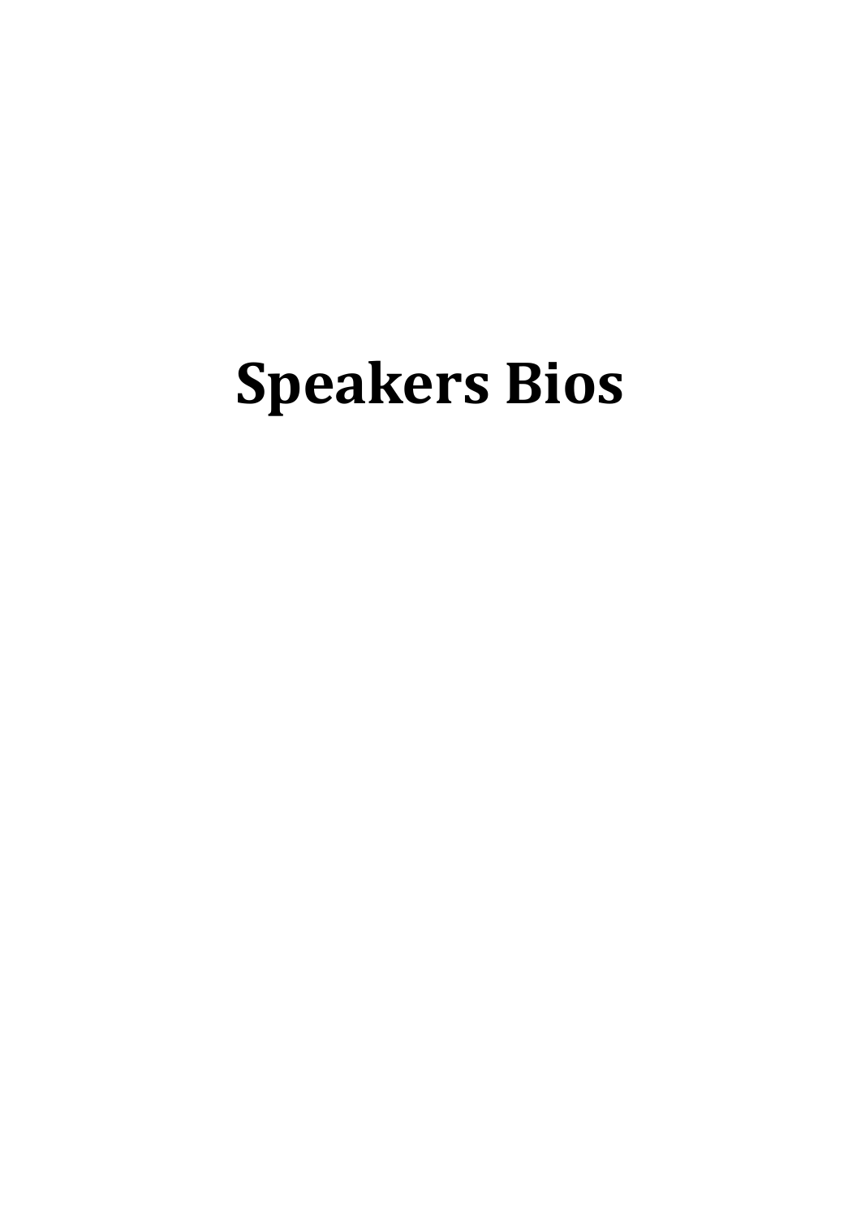# Speakers Bios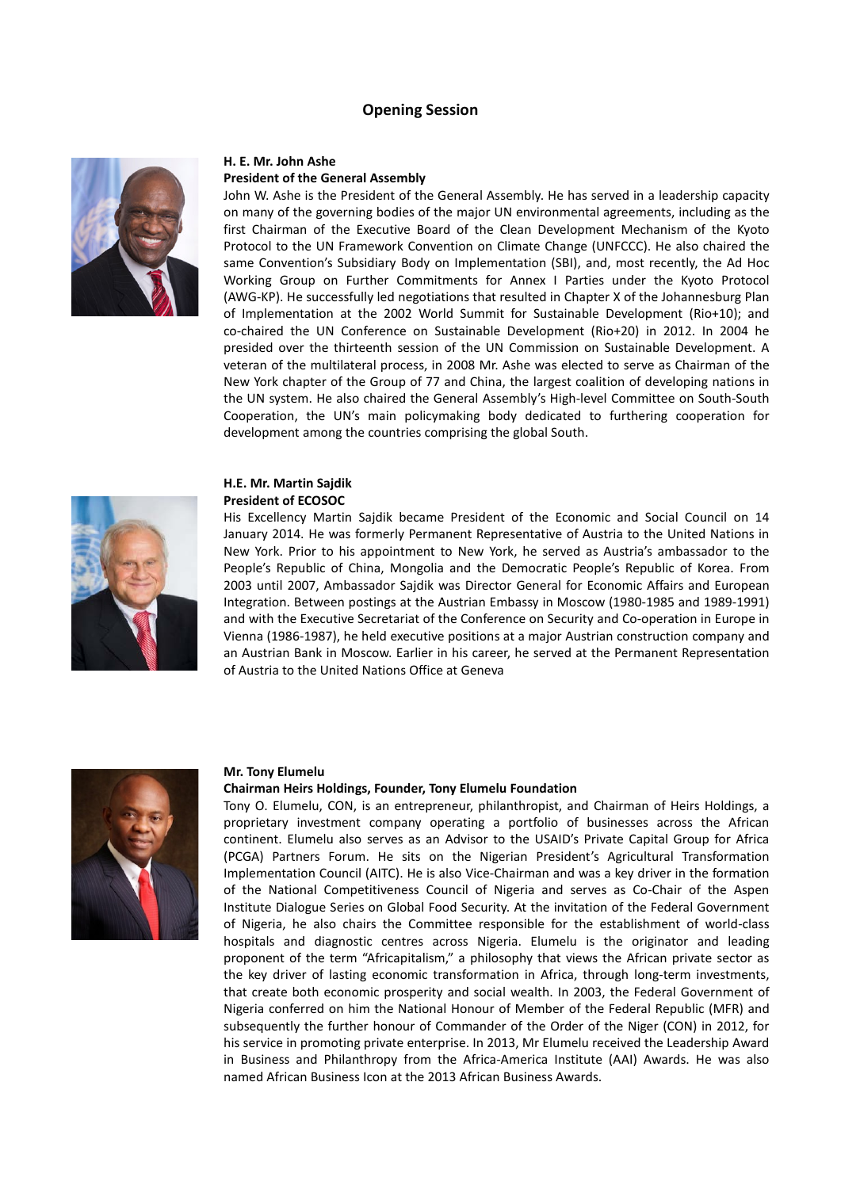# Opening Session

**H. E. Mr. John Ashe**
**President of the General Assembly**

John W. Ashe is the President of the General Assembly. He has served in a leadership capacity on many of the governing bodies of the major UN environmental agreements, including as the first Chairman of the Executive Board of the Clean Development Mechanism of the Kyoto Protocol to the UN Framework Convention on Climate Change (UNFCCC). He also chaired the same Convention's Subsidiary Body on Implementation (SBI), and, most recently, the Ad Hoc Working Group on Further Commitments for Annex I Parties under the Kyoto Protocol (AWG-KP). He successfully led negotiations that resulted in Chapter X of the Johannesburg Plan of Implementation at the 2002 World Summit for Sustainable Development (Rio+10); and co-chaired the UN Conference on Sustainable Development (Rio+20) in 2012. In 2004 he presided over the thirteenth session of the UN Commission on Sustainable Development. A veteran of the multilateral process, in 2008 Mr. Ashe was elected to serve as Chairman of the New York chapter of the Group of 77 and China, the largest coalition of developing nations in the UN system. He also chaired the General Assembly's High-level Committee on South-South Cooperation, the UN's main policymaking body dedicated to furthering cooperation for development among the countries comprising the global South.

**H.E. Mr. Martin Sajdik**
**President of ECOSOC**

His Excellency Martin Sajdik became President of the Economic and Social Council on 14 January 2014. He was formerly Permanent Representative of Austria to the United Nations in New York. Prior to his appointment to New York, he served as Austria's ambassador to the People's Republic of China, Mongolia and the Democratic People's Republic of Korea. From 2003 until 2007, Ambassador Sajdik was Director General for Economic Affairs and European Integration. Between postings at the Austrian Embassy in Moscow (1980-1985 and 1989-1991) and with the Executive Secretariat of the Conference on Security and Co-operation in Europe in Vienna (1986-1987), he held executive positions at a major Austrian construction company and an Austrian Bank in Moscow. Earlier in his career, he served at the Permanent Representation of Austria to the United Nations Office at Geneva

**Mr. Tony Elumelu**
**Chairman Heirs Holdings, Founder, Tony Elumelu Foundation**

Tony O. Elumelu, CON, is an entrepreneur, philanthropist, and Chairman of Heirs Holdings, a proprietary investment company operating a portfolio of businesses across the African continent. Elumelu also serves as an Advisor to the USAID's Private Capital Group for Africa (PCGA) Partners Forum. He sits on the Nigerian President's Agricultural Transformation Implementation Council (AITC). He is also Vice-Chairman and was a key driver in the formation of the National Competitiveness Council of Nigeria and serves as Co-Chair of the Aspen Institute Dialogue Series on Global Food Security. At the invitation of the Federal Government of Nigeria, he also chairs the Committee responsible for the establishment of world-class hospitals and diagnostic centres across Nigeria. Elumelu is the originator and leading proponent of the term "Africapitalism," a philosophy that views the African private sector as the key driver of lasting economic transformation in Africa, through long-term investments, that create both economic prosperity and social wealth. In 2003, the Federal Government of Nigeria conferred on him the National Honour of Member of the Federal Republic (MFR) and subsequently the further honour of Commander of the Order of the Niger (CON) in 2012, for his service in promoting private enterprise. In 2013, Mr Elumelu received the Leadership Award in Business and Philanthropy from the Africa-America Institute (AAI) Awards. He was also named African Business Icon at the 2013 African Business Awards.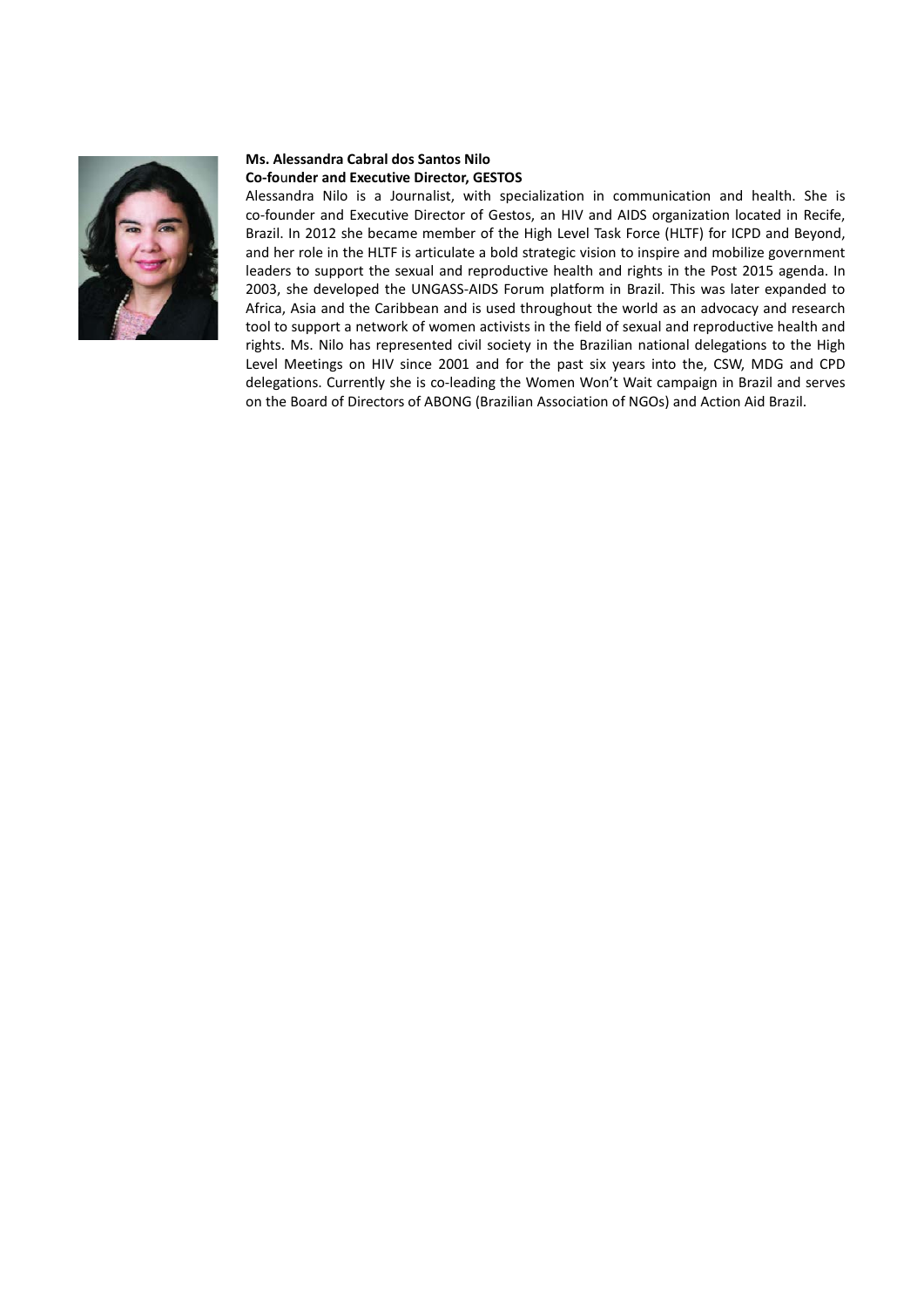**Ms. Alessandra Cabral dos Santos Nilo**
**Co-founder and Executive Director, GESTOS**

Alessandra Nilo is a Journalist, with specialization in communication and health. She is co-founder and Executive Director of Gestos, an HIV and AIDS organization located in Recife, Brazil. In 2012 she became member of the High Level Task Force (HLTF) for ICPD and Beyond, and her role in the HLTF is articulate a bold strategic vision to inspire and mobilize government leaders to support the sexual and reproductive health and rights in the Post 2015 agenda. In 2003, she developed the UNGASS-AIDS Forum platform in Brazil. This was later expanded to Africa, Asia and the Caribbean and is used throughout the world as an advocacy and research tool to support a network of women activists in the field of sexual and reproductive health and rights. Ms. Nilo has represented civil society in the Brazilian national delegations to the High Level Meetings on HIV since 2001 and for the past six years into the, CSW, MDG and CPD delegations. Currently she is co-leading the Women Won't Wait campaign in Brazil and serves on the Board of Directors of ABONG (Brazilian Association of NGOs) and Action Aid Brazil.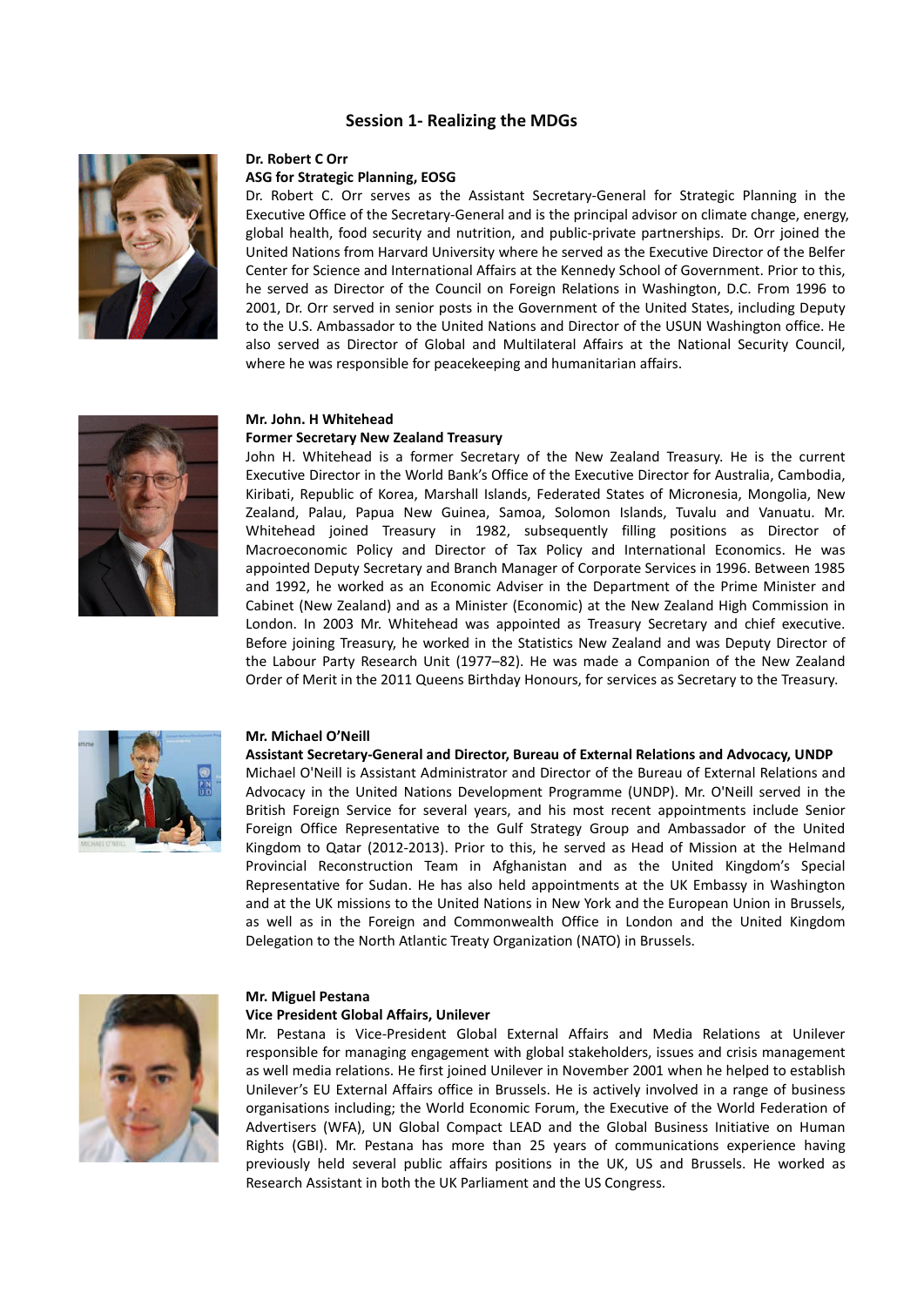## Session 1- Realizing the MDGs

**Dr. Robert C Orr**
**ASG for Strategic Planning, EOSG**

Dr. Robert C. Orr serves as the Assistant Secretary-General for Strategic Planning in the Executive Office of the Secretary-General and is the principal advisor on climate change, energy, global health, food security and nutrition, and public-private partnerships. Dr. Orr joined the United Nations from Harvard University where he served as the Executive Director of the Belfer Center for Science and International Affairs at the Kennedy School of Government. Prior to this, he served as Director of the Council on Foreign Relations in Washington, D.C. From 1996 to 2001, Dr. Orr served in senior posts in the Government of the United States, including Deputy to the U.S. Ambassador to the United Nations and Director of the USUN Washington office. He also served as Director of Global and Multilateral Affairs at the National Security Council, where he was responsible for peacekeeping and humanitarian affairs.

**Mr. John. H Whitehead**
**Former Secretary New Zealand Treasury**

John H. Whitehead is a former Secretary of the New Zealand Treasury. He is the current Executive Director in the World Bank's Office of the Executive Director for Australia, Cambodia, Kiribati, Republic of Korea, Marshall Islands, Federated States of Micronesia, Mongolia, New Zealand, Palau, Papua New Guinea, Samoa, Solomon Islands, Tuvalu and Vanuatu. Mr. Whitehead joined Treasury in 1982, subsequently filling positions as Director of Macroeconomic Policy and Director of Tax Policy and International Economics. He was appointed Deputy Secretary and Branch Manager of Corporate Services in 1996. Between 1985 and 1992, he worked as an Economic Adviser in the Department of the Prime Minister and Cabinet (New Zealand) and as a Minister (Economic) at the New Zealand High Commission in London. In 2003 Mr. Whitehead was appointed as Treasury Secretary and chief executive. Before joining Treasury, he worked in the Statistics New Zealand and was Deputy Director of the Labour Party Research Unit (1977–82). He was made a Companion of the New Zealand Order of Merit in the 2011 Queens Birthday Honours, for services as Secretary to the Treasury.

**Mr. Michael O'Neill**
**Assistant Secretary-General and Director, Bureau of External Relations and Advocacy, UNDP**

Michael O'Neill is Assistant Administrator and Director of the Bureau of External Relations and Advocacy in the United Nations Development Programme (UNDP). Mr. O'Neill served in the British Foreign Service for several years, and his most recent appointments include Senior Foreign Office Representative to the Gulf Strategy Group and Ambassador of the United Kingdom to Qatar (2012-2013). Prior to this, he served as Head of Mission at the Helmand Provincial Reconstruction Team in Afghanistan and as the United Kingdom's Special Representative for Sudan. He has also held appointments at the UK Embassy in Washington and at the UK missions to the United Nations in New York and the European Union in Brussels, as well as in the Foreign and Commonwealth Office in London and the United Kingdom Delegation to the North Atlantic Treaty Organization (NATO) in Brussels.

**Mr. Miguel Pestana**
**Vice President Global Affairs, Unilever**

Mr. Pestana is Vice-President Global External Affairs and Media Relations at Unilever responsible for managing engagement with global stakeholders, issues and crisis management as well media relations. He first joined Unilever in November 2001 when he helped to establish Unilever's EU External Affairs office in Brussels. He is actively involved in a range of business organisations including; the World Economic Forum, the Executive of the World Federation of Advertisers (WFA), UN Global Compact LEAD and the Global Business Initiative on Human Rights (GBI). Mr. Pestana has more than 25 years of communications experience having previously held several public affairs positions in the UK, US and Brussels. He worked as Research Assistant in both the UK Parliament and the US Congress.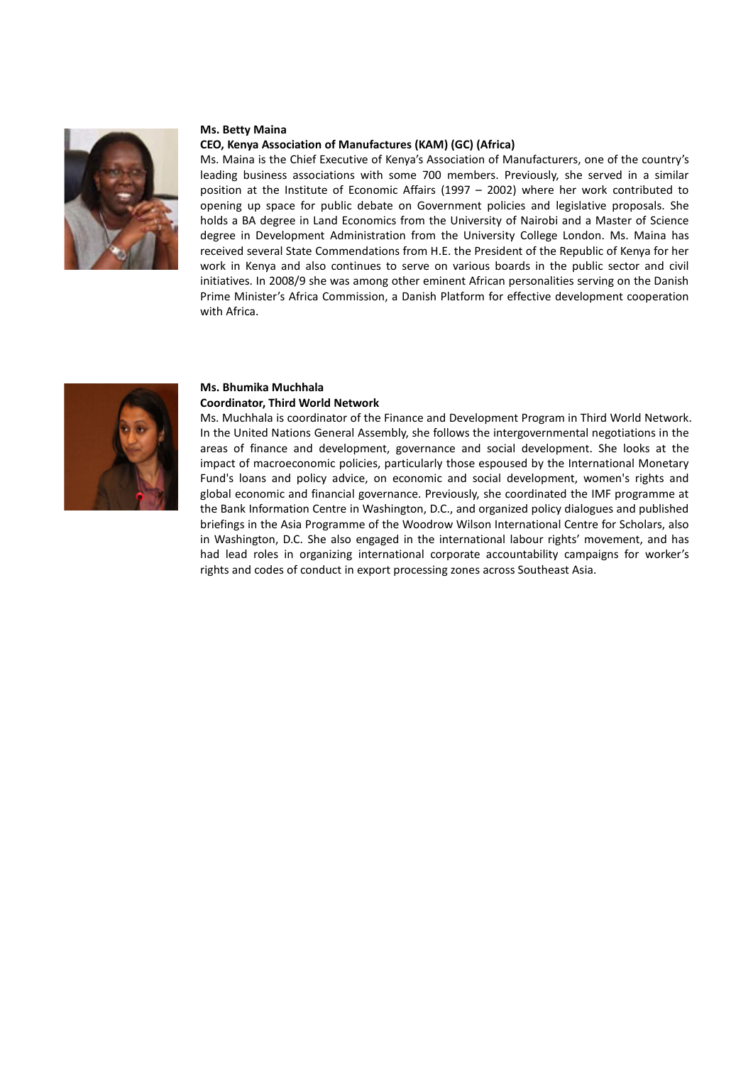**Ms. Betty Maina**

**CEO, Kenya Association of Manufactures (KAM) (GC) (Africa)**

Ms. Maina is the Chief Executive of Kenya's Association of Manufacturers, one of the country's leading business associations with some 700 members. Previously, she served in a similar position at the Institute of Economic Affairs (1997 – 2002) where her work contributed to opening up space for public debate on Government policies and legislative proposals. She holds a BA degree in Land Economics from the University of Nairobi and a Master of Science degree in Development Administration from the University College London. Ms. Maina has received several State Commendations from H.E. the President of the Republic of Kenya for her work in Kenya and also continues to serve on various boards in the public sector and civil initiatives. In 2008/9 she was among other eminent African personalities serving on the Danish Prime Minister's Africa Commission, a Danish Platform for effective development cooperation with Africa.

**Ms. Bhumika Muchhala**

**Coordinator, Third World Network**

Ms. Muchhala is coordinator of the Finance and Development Program in Third World Network. In the United Nations General Assembly, she follows the intergovernmental negotiations in the areas of finance and development, governance and social development. She looks at the impact of macroeconomic policies, particularly those espoused by the International Monetary Fund's loans and policy advice, on economic and social development, women's rights and global economic and financial governance. Previously, she coordinated the IMF programme at the Bank Information Centre in Washington, D.C., and organized policy dialogues and published briefings in the Asia Programme of the Woodrow Wilson International Centre for Scholars, also in Washington, D.C. She also engaged in the international labour rights' movement, and has had lead roles in organizing international corporate accountability campaigns for worker's rights and codes of conduct in export processing zones across Southeast Asia.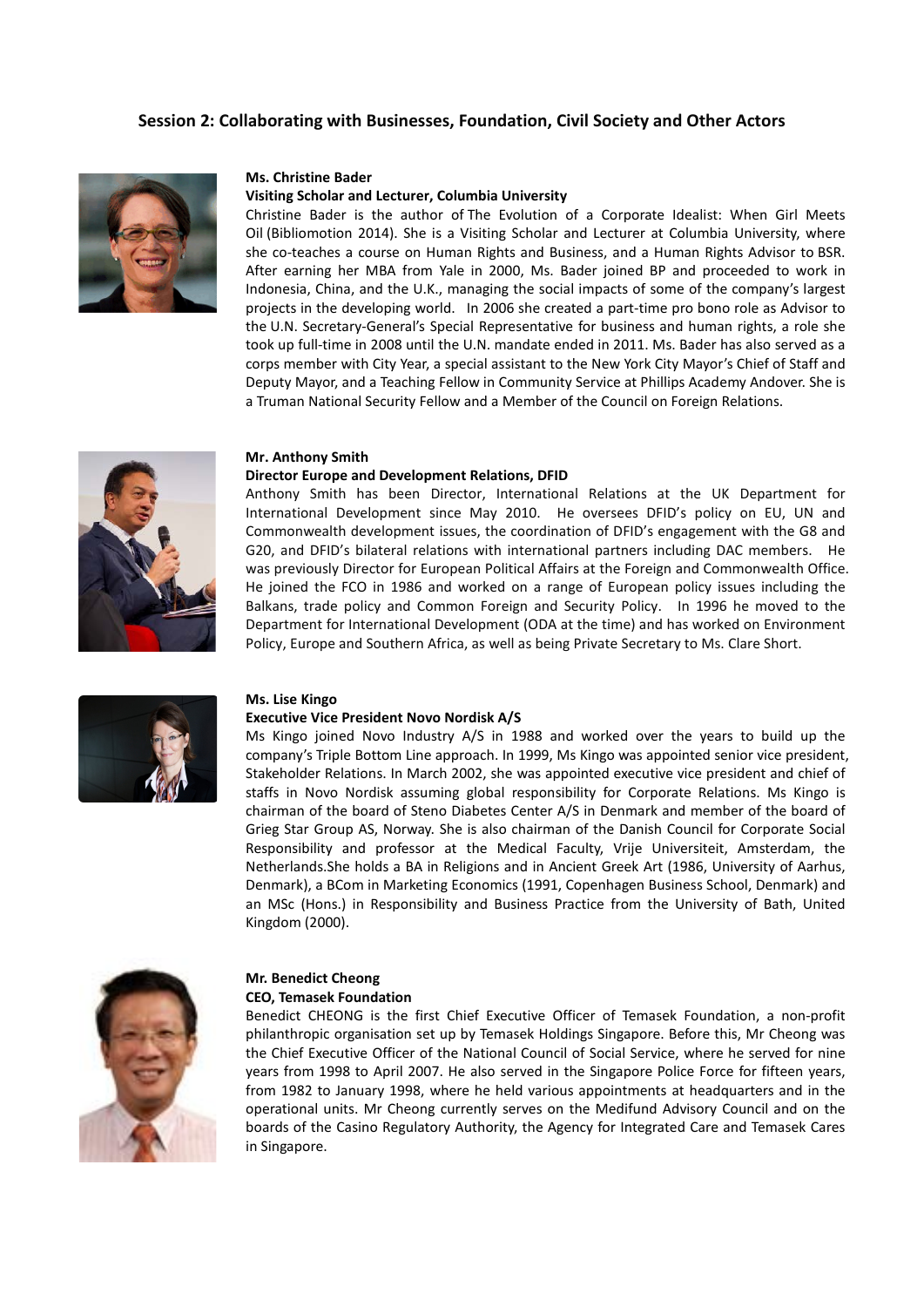## Session 2: Collaborating with Businesses, Foundation, Civil Society and Other Actors

**Ms. Christine Bader**

**Visiting Scholar and Lecturer, Columbia University**

Christine Bader is the author of The Evolution of a Corporate Idealist: When Girl Meets Oil (Bibliomotion 2014). She is a Visiting Scholar and Lecturer at Columbia University, where she co-teaches a course on Human Rights and Business, and a Human Rights Advisor to BSR. After earning her MBA from Yale in 2000, Ms. Bader joined BP and proceeded to work in Indonesia, China, and the U.K., managing the social impacts of some of the company's largest projects in the developing world. In 2006 she created a part-time pro bono role as Advisor to the U.N. Secretary-General's Special Representative for business and human rights, a role she took up full-time in 2008 until the U.N. mandate ended in 2011. Ms. Bader has also served as a corps member with City Year, a special assistant to the New York City Mayor's Chief of Staff and Deputy Mayor, and a Teaching Fellow in Community Service at Phillips Academy Andover. She is a Truman National Security Fellow and a Member of the Council on Foreign Relations.

**Mr. Anthony Smith**

**Director Europe and Development Relations, DFID**

Anthony Smith has been Director, International Relations at the UK Department for International Development since May 2010. He oversees DFID's policy on EU, UN and Commonwealth development issues, the coordination of DFID's engagement with the G8 and G20, and DFID's bilateral relations with international partners including DAC members. He was previously Director for European Political Affairs at the Foreign and Commonwealth Office. He joined the FCO in 1986 and worked on a range of European policy issues including the Balkans, trade policy and Common Foreign and Security Policy. In 1996 he moved to the Department for International Development (ODA at the time) and has worked on Environment Policy, Europe and Southern Africa, as well as being Private Secretary to Ms. Clare Short.

**Ms. Lise Kingo**

**Executive Vice President Novo Nordisk A/S**

Ms Kingo joined Novo Industry A/S in 1988 and worked over the years to build up the company's Triple Bottom Line approach. In 1999, Ms Kingo was appointed senior vice president, Stakeholder Relations. In March 2002, she was appointed executive vice president and chief of staffs in Novo Nordisk assuming global responsibility for Corporate Relations. Ms Kingo is chairman of the board of Steno Diabetes Center A/S in Denmark and member of the board of Grieg Star Group AS, Norway. She is also chairman of the Danish Council for Corporate Social Responsibility and professor at the Medical Faculty, Vrije Universiteit, Amsterdam, the Netherlands.She holds a BA in Religions and in Ancient Greek Art (1986, University of Aarhus, Denmark), a BCom in Marketing Economics (1991, Copenhagen Business School, Denmark) and an MSc (Hons.) in Responsibility and Business Practice from the University of Bath, United Kingdom (2000).

**Mr. Benedict Cheong**

**CEO, Temasek Foundation**

Benedict CHEONG is the first Chief Executive Officer of Temasek Foundation, a non-profit philanthropic organisation set up by Temasek Holdings Singapore. Before this, Mr Cheong was the Chief Executive Officer of the National Council of Social Service, where he served for nine years from 1998 to April 2007. He also served in the Singapore Police Force for fifteen years, from 1982 to January 1998, where he held various appointments at headquarters and in the operational units. Mr Cheong currently serves on the Medifund Advisory Council and on the boards of the Casino Regulatory Authority, the Agency for Integrated Care and Temasek Cares in Singapore.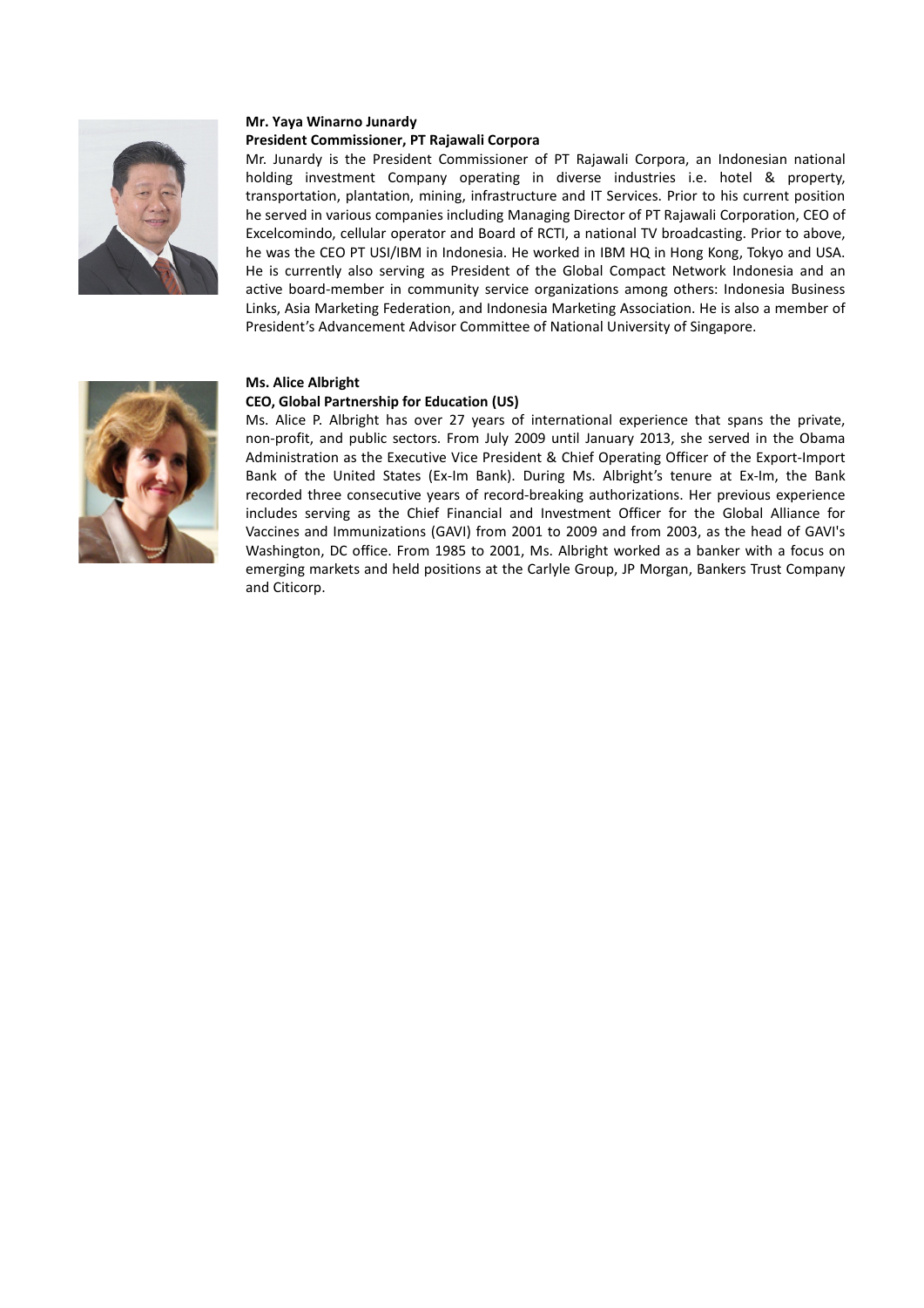**Mr. Yaya Winarno Junardy**

**President Commissioner, PT Rajawali Corpora**

Mr. Junardy is the President Commissioner of PT Rajawali Corpora, an Indonesian national holding investment Company operating in diverse industries i.e. hotel & property, transportation, plantation, mining, infrastructure and IT Services. Prior to his current position he served in various companies including Managing Director of PT Rajawali Corporation, CEO of Excelcomindo, cellular operator and Board of RCTI, a national TV broadcasting. Prior to above, he was the CEO PT USI/IBM in Indonesia. He worked in IBM HQ in Hong Kong, Tokyo and USA. He is currently also serving as President of the Global Compact Network Indonesia and an active board-member in community service organizations among others: Indonesia Business Links, Asia Marketing Federation, and Indonesia Marketing Association. He is also a member of President's Advancement Advisor Committee of National University of Singapore.

**Ms. Alice Albright**

**CEO, Global Partnership for Education (US)**

Ms. Alice P. Albright has over 27 years of international experience that spans the private, non-profit, and public sectors. From July 2009 until January 2013, she served in the Obama Administration as the Executive Vice President & Chief Operating Officer of the Export-Import Bank of the United States (Ex-Im Bank). During Ms. Albright's tenure at Ex-Im, the Bank recorded three consecutive years of record-breaking authorizations. Her previous experience includes serving as the Chief Financial and Investment Officer for the Global Alliance for Vaccines and Immunizations (GAVI) from 2001 to 2009 and from 2003, as the head of GAVI's Washington, DC office. From 1985 to 2001, Ms. Albright worked as a banker with a focus on emerging markets and held positions at the Carlyle Group, JP Morgan, Bankers Trust Company and Citicorp.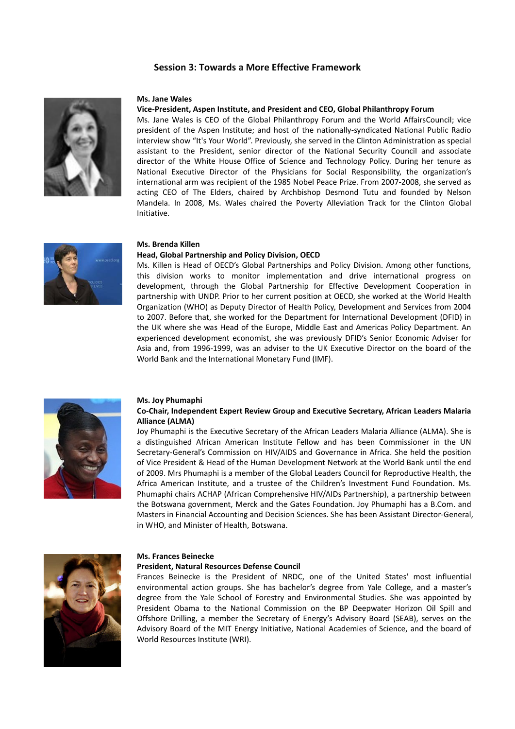## Session 3: Towards a More Effective Framework

**Ms. Jane Wales**

**Vice-President, Aspen Institute, and President and CEO, Global Philanthropy Forum**

Ms. Jane Wales is CEO of the Global Philanthropy Forum and the World AffairsCouncil; vice president of the Aspen Institute; and host of the nationally-syndicated National Public Radio interview show "It's Your World". Previously, she served in the Clinton Administration as special assistant to the President, senior director of the National Security Council and associate director of the White House Office of Science and Technology Policy. During her tenure as National Executive Director of the Physicians for Social Responsibility, the organization's international arm was recipient of the 1985 Nobel Peace Prize. From 2007-2008, she served as acting CEO of The Elders, chaired by Archbishop Desmond Tutu and founded by Nelson Mandela. In 2008, Ms. Wales chaired the Poverty Alleviation Track for the Clinton Global Initiative.

**Ms. Brenda Killen**

**Head, Global Partnership and Policy Division, OECD**

Ms. Killen is Head of OECD's Global Partnerships and Policy Division. Among other functions, this division works to monitor implementation and drive international progress on development, through the Global Partnership for Effective Development Cooperation in partnership with UNDP. Prior to her current position at OECD, she worked at the World Health Organization (WHO) as Deputy Director of Health Policy, Development and Services from 2004 to 2007. Before that, she worked for the Department for International Development (DFID) in the UK where she was Head of the Europe, Middle East and Americas Policy Department. An experienced development economist, she was previously DFID's Senior Economic Adviser for Asia and, from 1996-1999, was an adviser to the UK Executive Director on the board of the World Bank and the International Monetary Fund (IMF).

**Ms. Joy Phumaphi**

**Co-Chair, Independent Expert Review Group and Executive Secretary, African Leaders Malaria Alliance (ALMA)**

Joy Phumaphi is the Executive Secretary of the African Leaders Malaria Alliance (ALMA). She is a distinguished African American Institute Fellow and has been Commissioner in the UN Secretary-General's Commission on HIV/AIDS and Governance in Africa. She held the position of Vice President & Head of the Human Development Network at the World Bank until the end of 2009. Mrs Phumaphi is a member of the Global Leaders Council for Reproductive Health, the Africa American Institute, and a trustee of the Children's Investment Fund Foundation. Ms. Phumaphi chairs ACHAP (African Comprehensive HIV/AIDs Partnership), a partnership between the Botswana government, Merck and the Gates Foundation. Joy Phumaphi has a B.Com. and Masters in Financial Accounting and Decision Sciences. She has been Assistant Director-General, in WHO, and Minister of Health, Botswana.

**Ms. Frances Beinecke**

**President, Natural Resources Defense Council**

Frances Beinecke is the President of NRDC, one of the United States' most influential environmental action groups. She has bachelor's degree from Yale College, and a master's degree from the Yale School of Forestry and Environmental Studies. She was appointed by President Obama to the National Commission on the BP Deepwater Horizon Oil Spill and Offshore Drilling, a member the Secretary of Energy's Advisory Board (SEAB), serves on the Advisory Board of the MIT Energy Initiative, National Academies of Science, and the board of World Resources Institute (WRI).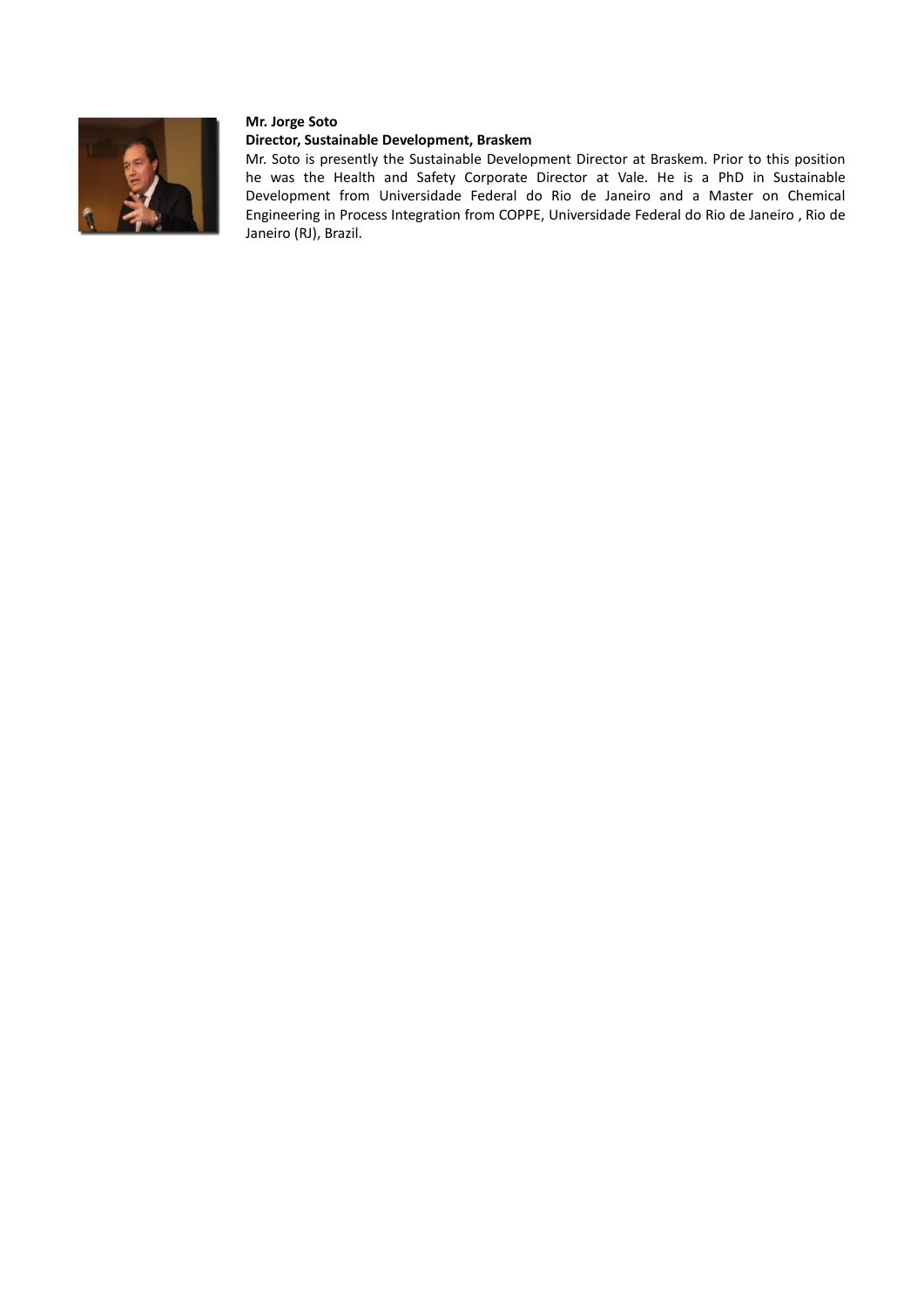**Mr. Jorge Soto**

**Director, Sustainable Development, Braskem**

Mr. Soto is presently the Sustainable Development Director at Braskem. Prior to this position he was the Health and Safety Corporate Director at Vale. He is a PhD in Sustainable Development from Universidade Federal do Rio de Janeiro and a Master on Chemical Engineering in Process Integration from COPPE, Universidade Federal do Rio de Janeiro , Rio de Janeiro (RJ), Brazil.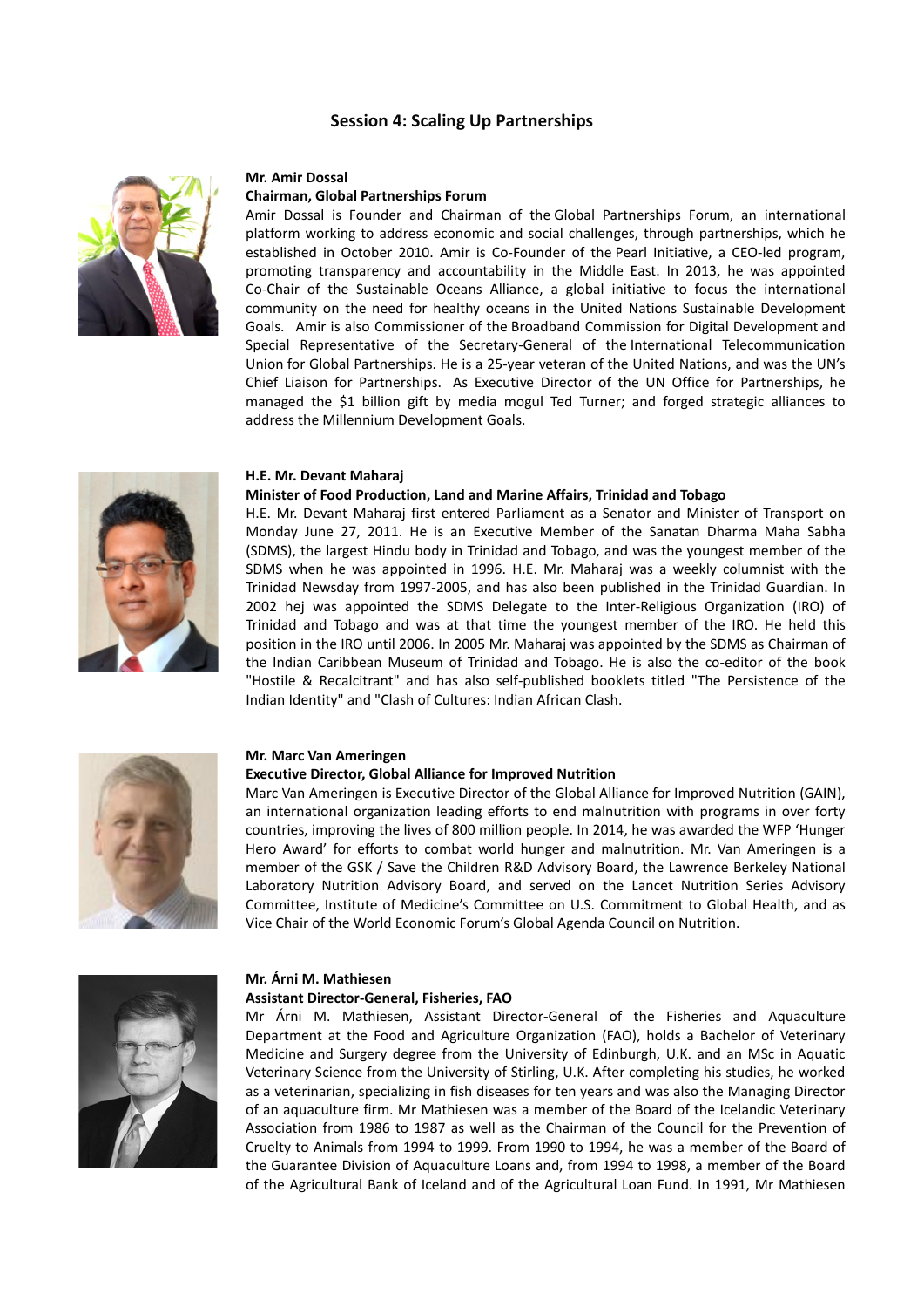## Session 4: Scaling Up Partnerships

**Mr. Amir Dossal**
**Chairman, Global Partnerships Forum**

Amir Dossal is Founder and Chairman of the Global Partnerships Forum, an international platform working to address economic and social challenges, through partnerships, which he established in October 2010. Amir is Co-Founder of the Pearl Initiative, a CEO-led program, promoting transparency and accountability in the Middle East. In 2013, he was appointed Co-Chair of the Sustainable Oceans Alliance, a global initiative to focus the international community on the need for healthy oceans in the United Nations Sustainable Development Goals. Amir is also Commissioner of the Broadband Commission for Digital Development and Special Representative of the Secretary-General of the International Telecommunication Union for Global Partnerships. He is a 25-year veteran of the United Nations, and was the UN's Chief Liaison for Partnerships. As Executive Director of the UN Office for Partnerships, he managed the $1 billion gift by media mogul Ted Turner; and forged strategic alliances to address the Millennium Development Goals.

**H.E. Mr. Devant Maharaj**
**Minister of Food Production, Land and Marine Affairs, Trinidad and Tobago**

H.E. Mr. Devant Maharaj first entered Parliament as a Senator and Minister of Transport on Monday June 27, 2011. He is an Executive Member of the Sanatan Dharma Maha Sabha (SDMS), the largest Hindu body in Trinidad and Tobago, and was the youngest member of the SDMS when he was appointed in 1996. H.E. Mr. Maharaj was a weekly columnist with the Trinidad Newsday from 1997-2005, and has also been published in the Trinidad Guardian. In 2002 hej was appointed the SDMS Delegate to the Inter-Religious Organization (IRO) of Trinidad and Tobago and was at that time the youngest member of the IRO. He held this position in the IRO until 2006. In 2005 Mr. Maharaj was appointed by the SDMS as Chairman of the Indian Caribbean Museum of Trinidad and Tobago. He is also the co-editor of the book "Hostile & Recalcitrant" and has also self-published booklets titled "The Persistence of the Indian Identity" and "Clash of Cultures: Indian African Clash.

**Mr. Marc Van Ameringen**
**Executive Director, Global Alliance for Improved Nutrition**

Marc Van Ameringen is Executive Director of the Global Alliance for Improved Nutrition (GAIN), an international organization leading efforts to end malnutrition with programs in over forty countries, improving the lives of 800 million people. In 2014, he was awarded the WFP 'Hunger Hero Award' for efforts to combat world hunger and malnutrition. Mr. Van Ameringen is a member of the GSK / Save the Children R&D Advisory Board, the Lawrence Berkeley National Laboratory Nutrition Advisory Board, and served on the Lancet Nutrition Series Advisory Committee, Institute of Medicine's Committee on U.S. Commitment to Global Health, and as Vice Chair of the World Economic Forum's Global Agenda Council on Nutrition.

**Mr. Árni M. Mathiesen**
**Assistant Director-General, Fisheries, FAO**

Mr Árni M. Mathiesen, Assistant Director-General of the Fisheries and Aquaculture Department at the Food and Agriculture Organization (FAO), holds a Bachelor of Veterinary Medicine and Surgery degree from the University of Edinburgh, U.K. and an MSc in Aquatic Veterinary Science from the University of Stirling, U.K. After completing his studies, he worked as a veterinarian, specializing in fish diseases for ten years and was also the Managing Director of an aquaculture firm. Mr Mathiesen was a member of the Board of the Icelandic Veterinary Association from 1986 to 1987 as well as the Chairman of the Council for the Prevention of Cruelty to Animals from 1994 to 1999. From 1990 to 1994, he was a member of the Board of the Guarantee Division of Aquaculture Loans and, from 1994 to 1998, a member of the Board of the Agricultural Bank of Iceland and of the Agricultural Loan Fund. In 1991, Mr Mathiesen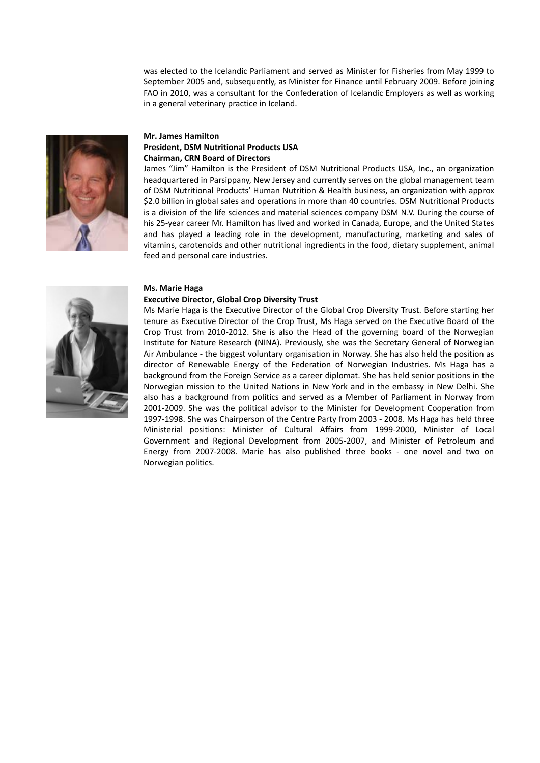was elected to the Icelandic Parliament and served as Minister for Fisheries from May 1999 to September 2005 and, subsequently, as Minister for Finance until February 2009. Before joining FAO in 2010, was a consultant for the Confederation of Icelandic Employers as well as working in a general veterinary practice in Iceland.

**Mr. James Hamilton**
**President, DSM Nutritional Products USA**
**Chairman, CRN Board of Directors**

James "Jim" Hamilton is the President of DSM Nutritional Products USA, Inc., an organization headquartered in Parsippany, New Jersey and currently serves on the global management team of DSM Nutritional Products' Human Nutrition & Health business, an organization with approx $2.0 billion in global sales and operations in more than 40 countries. DSM Nutritional Products is a division of the life sciences and material sciences company DSM N.V. During the course of his 25-year career Mr. Hamilton has lived and worked in Canada, Europe, and the United States and has played a leading role in the development, manufacturing, marketing and sales of vitamins, carotenoids and other nutritional ingredients in the food, dietary supplement, animal feed and personal care industries.

**Ms. Marie Haga**
**Executive Director, Global Crop Diversity Trust**

Ms Marie Haga is the Executive Director of the Global Crop Diversity Trust. Before starting her tenure as Executive Director of the Crop Trust, Ms Haga served on the Executive Board of the Crop Trust from 2010-2012. She is also the Head of the governing board of the Norwegian Institute for Nature Research (NINA). Previously, she was the Secretary General of Norwegian Air Ambulance - the biggest voluntary organisation in Norway. She has also held the position as director of Renewable Energy of the Federation of Norwegian Industries. Ms Haga has a background from the Foreign Service as a career diplomat. She has held senior positions in the Norwegian mission to the United Nations in New York and in the embassy in New Delhi. She also has a background from politics and served as a Member of Parliament in Norway from 2001-2009. She was the political advisor to the Minister for Development Cooperation from 1997-1998. She was Chairperson of the Centre Party from 2003 - 2008. Ms Haga has held three Ministerial positions: Minister of Cultural Affairs from 1999-2000, Minister of Local Government and Regional Development from 2005-2007, and Minister of Petroleum and Energy from 2007-2008. Marie has also published three books - one novel and two on Norwegian politics.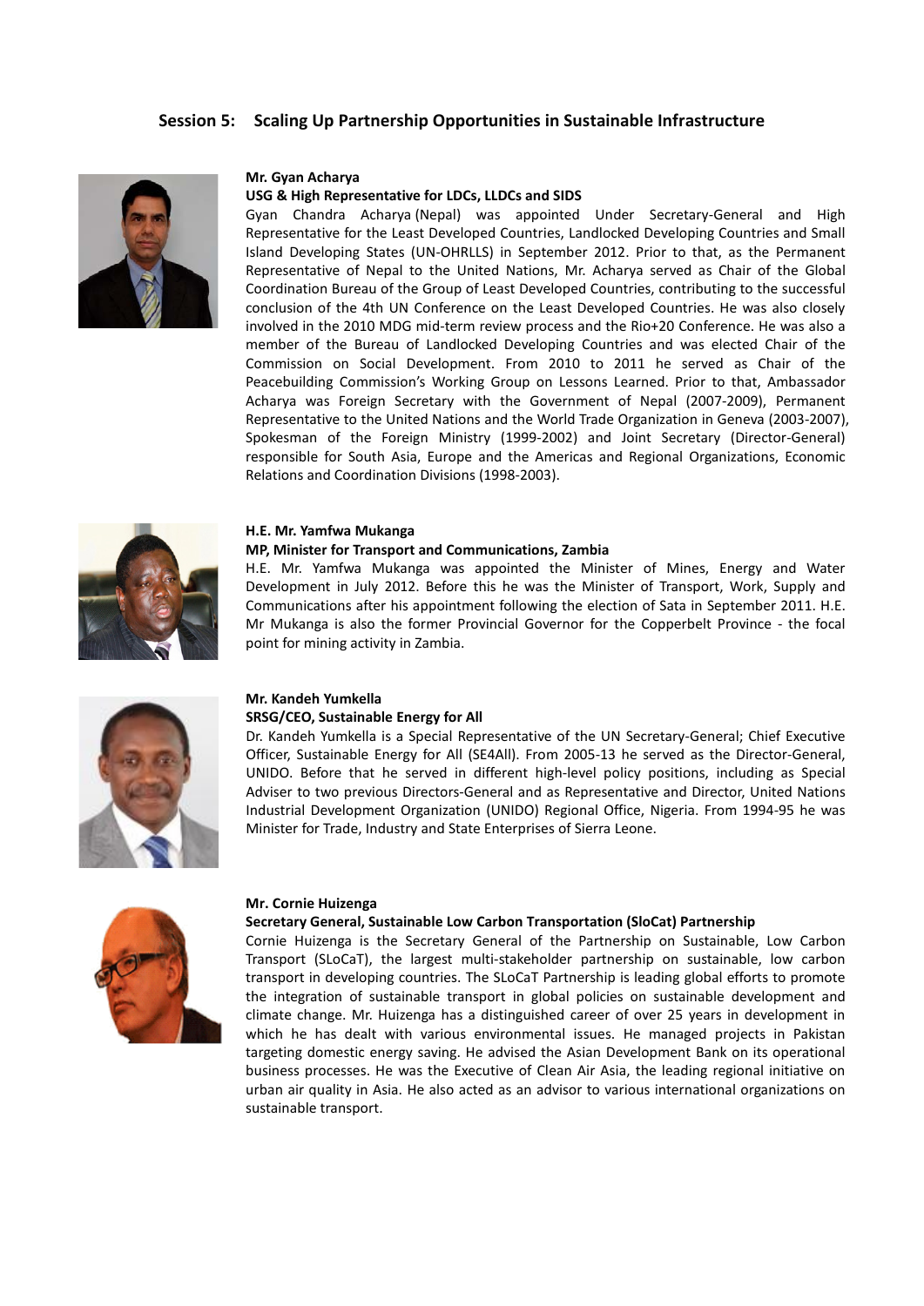## Session 5: Scaling Up Partnership Opportunities in Sustainable Infrastructure

**Mr. Gyan Acharya**
**USG & High Representative for LDCs, LLDCs and SIDS**

Gyan Chandra Acharya (Nepal) was appointed Under Secretary-General and High Representative for the Least Developed Countries, Landlocked Developing Countries and Small Island Developing States (UN-OHRLLS) in September 2012. Prior to that, as the Permanent Representative of Nepal to the United Nations, Mr. Acharya served as Chair of the Global Coordination Bureau of the Group of Least Developed Countries, contributing to the successful conclusion of the 4th UN Conference on the Least Developed Countries. He was also closely involved in the 2010 MDG mid-term review process and the Rio+20 Conference. He was also a member of the Bureau of Landlocked Developing Countries and was elected Chair of the Commission on Social Development. From 2010 to 2011 he served as Chair of the Peacebuilding Commission's Working Group on Lessons Learned. Prior to that, Ambassador Acharya was Foreign Secretary with the Government of Nepal (2007-2009), Permanent Representative to the United Nations and the World Trade Organization in Geneva (2003-2007), Spokesman of the Foreign Ministry (1999-2002) and Joint Secretary (Director-General) responsible for South Asia, Europe and the Americas and Regional Organizations, Economic Relations and Coordination Divisions (1998-2003).

**H.E. Mr. Yamfwa Mukanga**
**MP, Minister for Transport and Communications, Zambia**

H.E. Mr. Yamfwa Mukanga was appointed the Minister of Mines, Energy and Water Development in July 2012. Before this he was the Minister of Transport, Work, Supply and Communications after his appointment following the election of Sata in September 2011. H.E. Mr Mukanga is also the former Provincial Governor for the Copperbelt Province - the focal point for mining activity in Zambia.

**Mr. Kandeh Yumkella**
**SRSG/CEO, Sustainable Energy for All**

Dr. Kandeh Yumkella is a Special Representative of the UN Secretary-General; Chief Executive Officer, Sustainable Energy for All (SE4All). From 2005-13 he served as the Director-General, UNIDO. Before that he served in different high-level policy positions, including as Special Adviser to two previous Directors-General and as Representative and Director, United Nations Industrial Development Organization (UNIDO) Regional Office, Nigeria. From 1994-95 he was Minister for Trade, Industry and State Enterprises of Sierra Leone.

**Mr. Cornie Huizenga**
**Secretary General, Sustainable Low Carbon Transportation (SloCat) Partnership**

Cornie Huizenga is the Secretary General of the Partnership on Sustainable, Low Carbon Transport (SLoCaT), the largest multi-stakeholder partnership on sustainable, low carbon transport in developing countries. The SLoCaT Partnership is leading global efforts to promote the integration of sustainable transport in global policies on sustainable development and climate change. Mr. Huizenga has a distinguished career of over 25 years in development in which he has dealt with various environmental issues. He managed projects in Pakistan targeting domestic energy saving. He advised the Asian Development Bank on its operational business processes. He was the Executive of Clean Air Asia, the leading regional initiative on urban air quality in Asia. He also acted as an advisor to various international organizations on sustainable transport.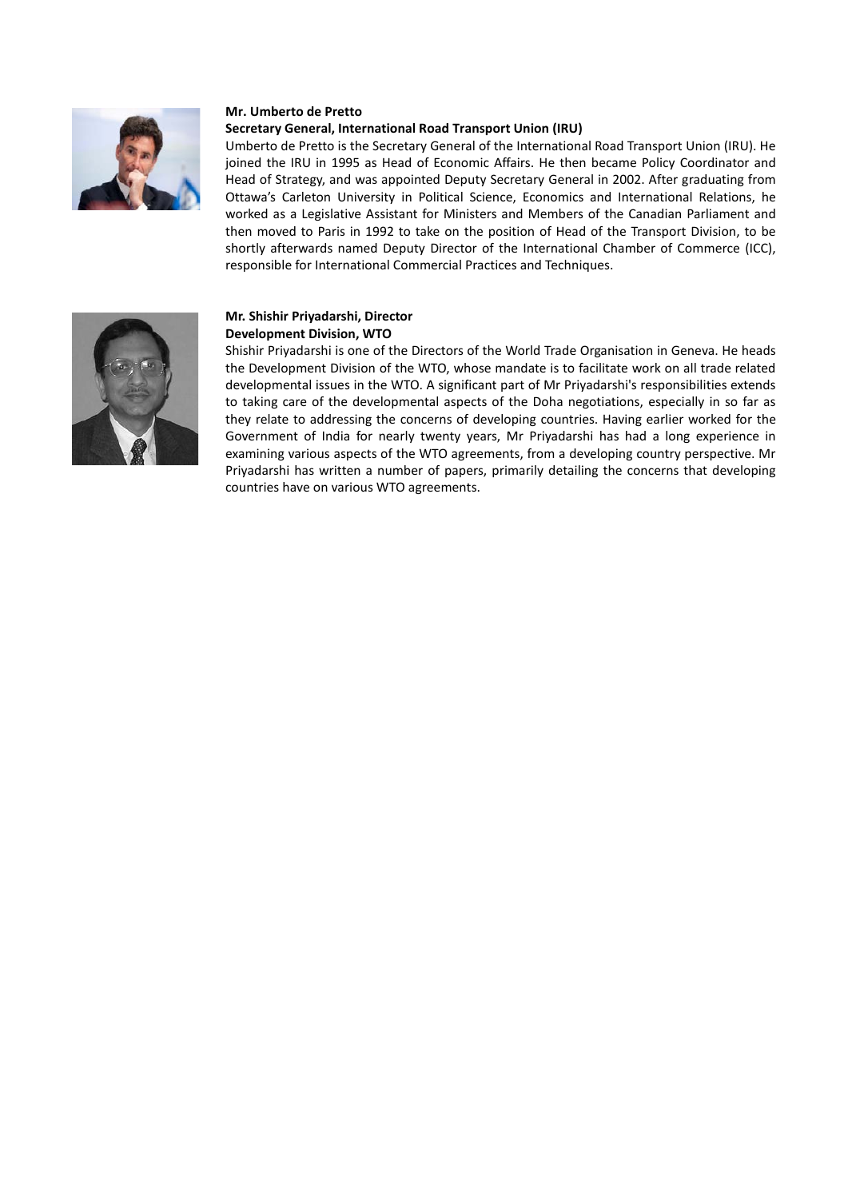**Mr. Umberto de Pretto**
**Secretary General, International Road Transport Union (IRU)**

Umberto de Pretto is the Secretary General of the International Road Transport Union (IRU). He joined the IRU in 1995 as Head of Economic Affairs. He then became Policy Coordinator and Head of Strategy, and was appointed Deputy Secretary General in 2002. After graduating from Ottawa's Carleton University in Political Science, Economics and International Relations, he worked as a Legislative Assistant for Ministers and Members of the Canadian Parliament and then moved to Paris in 1992 to take on the position of Head of the Transport Division, to be shortly afterwards named Deputy Director of the International Chamber of Commerce (ICC), responsible for International Commercial Practices and Techniques.

**Mr. Shishir Priyadarshi, Director**
**Development Division, WTO**

Shishir Priyadarshi is one of the Directors of the World Trade Organisation in Geneva. He heads the Development Division of the WTO, whose mandate is to facilitate work on all trade related developmental issues in the WTO. A significant part of Mr Priyadarshi's responsibilities extends to taking care of the developmental aspects of the Doha negotiations, especially in so far as they relate to addressing the concerns of developing countries. Having earlier worked for the Government of India for nearly twenty years, Mr Priyadarshi has had a long experience in examining various aspects of the WTO agreements, from a developing country perspective. Mr Priyadarshi has written a number of papers, primarily detailing the concerns that developing countries have on various WTO agreements.